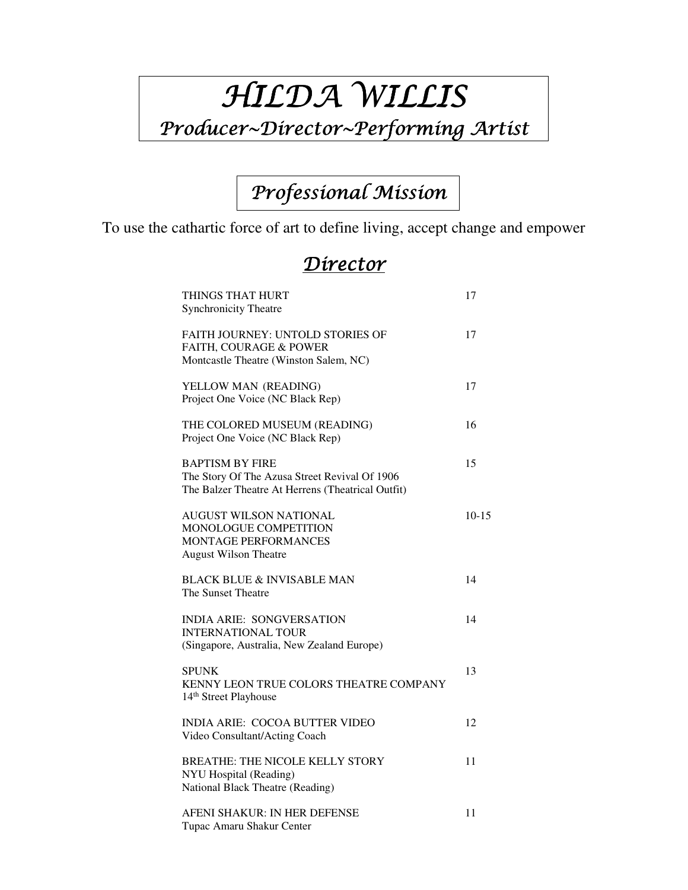# *HILDA WILLIS*

## *Producer~Director~Performing Artist*

## *Professional Mission*

To use the cathartic force of art to define living, accept change and empower

## *Director*

| | |
|---|---|
| THINGS THAT HURT<br>Synchronicity Theatre | 17 |
| FAITH JOURNEY: UNTOLD STORIES OF FAITH, COURAGE & POWER<br>Montcastle Theatre (Winston Salem, NC) | 17 |
| YELLOW MAN (READING)<br>Project One Voice (NC Black Rep) | 17 |
| THE COLORED MUSEUM (READING)<br>Project One Voice (NC Black Rep) | 16 |
| BAPTISM BY FIRE<br>The Story Of The Azusa Street Revival Of 1906<br>The Balzer Theatre At Herrens (Theatrical Outfit) | 15 |
| AUGUST WILSON NATIONAL MONOLOGUE COMPETITION MONTAGE PERFORMANCES<br>August Wilson Theatre | 10-15 |
| BLACK BLUE & INVISABLE MAN<br>The Sunset Theatre | 14 |
| INDIA ARIE: SONGVERSATION INTERNATIONAL TOUR<br>(Singapore, Australia, New Zealand Europe) | 14 |
| SPUNK<br>KENNY LEON TRUE COLORS THEATRE COMPANY<br>14th Street Playhouse | 13 |
| INDIA ARIE: COCOA BUTTER VIDEO<br>Video Consultant/Acting Coach | 12 |
| BREATHE: THE NICOLE KELLY STORY<br>NYU Hospital (Reading)<br>National Black Theatre (Reading) | 11 |
| AFENI SHAKUR: IN HER DEFENSE<br>Tupac Amaru Shakur Center | 11 |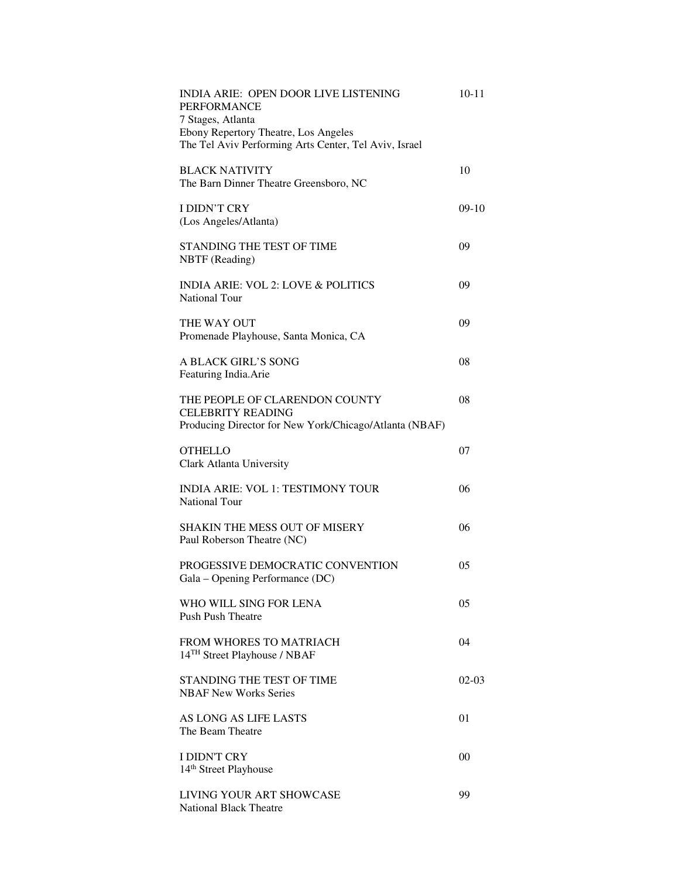| | |
|---|---|
| INDIA ARIE: OPEN DOOR LIVE LISTENING PERFORMANCE<br>7 Stages, Atlanta<br>Ebony Repertory Theatre, Los Angeles<br>The Tel Aviv Performing Arts Center, Tel Aviv, Israel | 10-11 |
| BLACK NATIVITY<br>The Barn Dinner Theatre Greensboro, NC | 10 |
| I DIDN'T CRY<br>(Los Angeles/Atlanta) | 09-10 |
| STANDING THE TEST OF TIME<br>NBTF (Reading) | 09 |
| INDIA ARIE: VOL 2: LOVE & POLITICS<br>National Tour | 09 |
| THE WAY OUT<br>Promenade Playhouse, Santa Monica, CA | 09 |
| A BLACK GIRL'S SONG<br>Featuring India.Arie | 08 |
| THE PEOPLE OF CLARENDON COUNTY<br>CELEBRITY READING<br>Producing Director for New York/Chicago/Atlanta (NBAF) | 08 |
| OTHELLO<br>Clark Atlanta University | 07 |
| INDIA ARIE: VOL 1: TESTIMONY TOUR<br>National Tour | 06 |
| SHAKIN THE MESS OUT OF MISERY<br>Paul Roberson Theatre (NC) | 06 |
| PROGESSIVE DEMOCRATIC CONVENTION<br>Gala – Opening Performance (DC) | 05 |
| WHO WILL SING FOR LENA<br>Push Push Theatre | 05 |
| FROM WHORES TO MATRIACH<br>14TH Street Playhouse / NBAF | 04 |
| STANDING THE TEST OF TIME<br>NBAF New Works Series | 02-03 |
| AS LONG AS LIFE LASTS<br>The Beam Theatre | 01 |
| I DIDN'T CRY<br>14th Street Playhouse | 00 |
| LIVING YOUR ART SHOWCASE<br>National Black Theatre | 99 |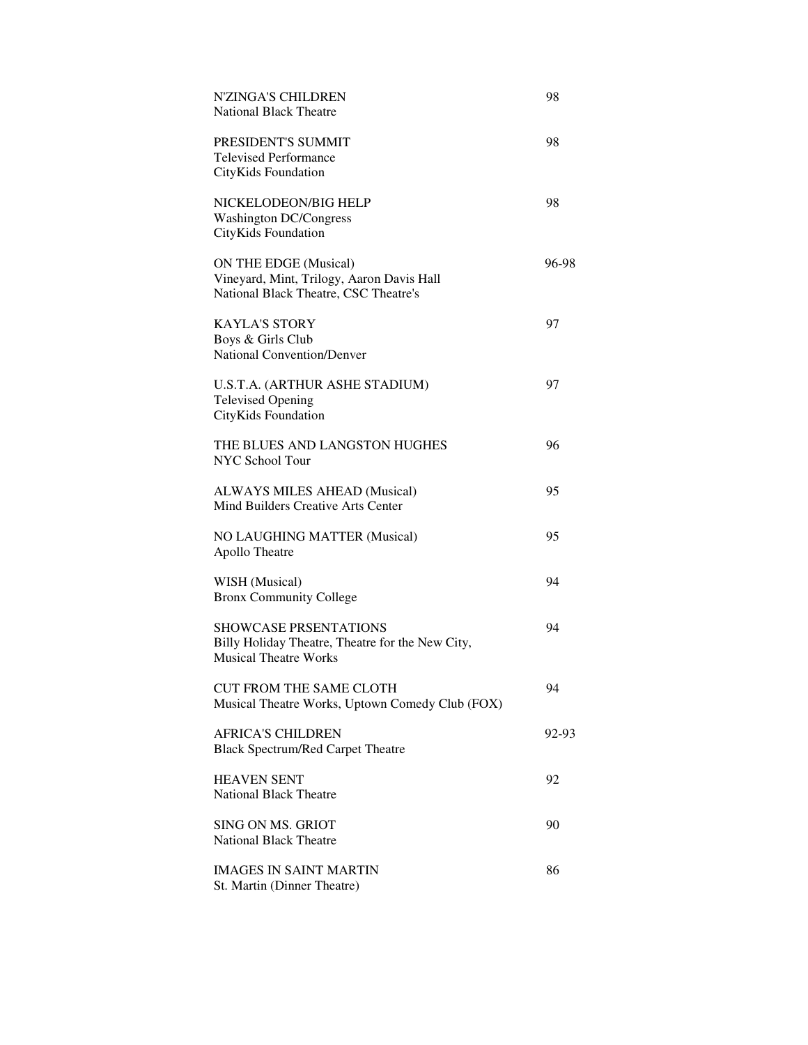| | |
|---|---|
| N'ZINGA'S CHILDREN<br>National Black Theatre | 98 |
| PRESIDENT'S SUMMIT<br>Televised Performance<br>CityKids Foundation | 98 |
| NICKELODEON/BIG HELP<br>Washington DC/Congress<br>CityKids Foundation | 98 |
| ON THE EDGE (Musical)<br>Vineyard, Mint, Trilogy, Aaron Davis Hall<br>National Black Theatre, CSC Theatre's | 96-98 |
| KAYLA'S STORY<br>Boys & Girls Club<br>National Convention/Denver | 97 |
| U.S.T.A. (ARTHUR ASHE STADIUM)<br>Televised Opening<br>CityKids Foundation | 97 |
| THE BLUES AND LANGSTON HUGHES<br>NYC School Tour | 96 |
| ALWAYS MILES AHEAD (Musical)<br>Mind Builders Creative Arts Center | 95 |
| NO LAUGHING MATTER (Musical)<br>Apollo Theatre | 95 |
| WISH (Musical)<br>Bronx Community College | 94 |
| SHOWCASE PRSENTATIONS<br>Billy Holiday Theatre, Theatre for the New City,<br>Musical Theatre Works | 94 |
| CUT FROM THE SAME CLOTH<br>Musical Theatre Works, Uptown Comedy Club (FOX) | 94 |
| AFRICA'S CHILDREN<br>Black Spectrum/Red Carpet Theatre | 92-93 |
| HEAVEN SENT<br>National Black Theatre | 92 |
| SING ON MS. GRIOT<br>National Black Theatre | 90 |
| IMAGES IN SAINT MARTIN<br>St. Martin (Dinner Theatre) | 86 |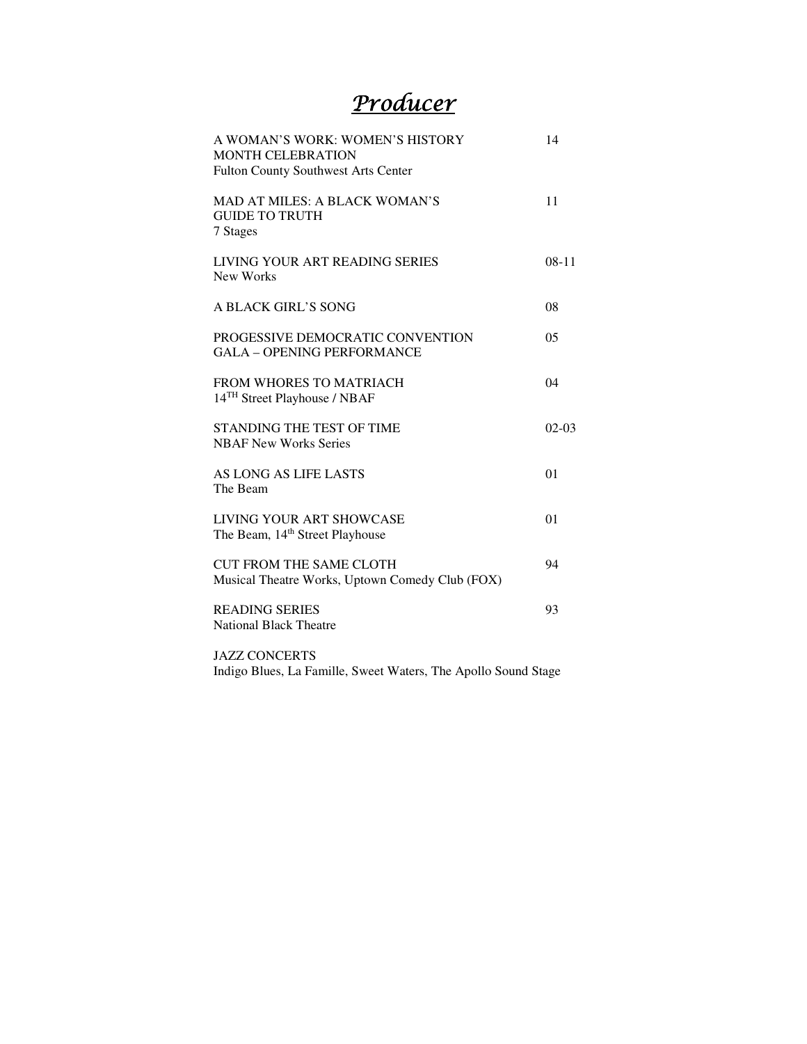# *Producer*

| | |
|---|---|
| A WOMAN'S WORK: WOMEN'S HISTORY MONTH CELEBRATION<br>Fulton County Southwest Arts Center | 14 |
| MAD AT MILES: A BLACK WOMAN'S GUIDE TO TRUTH<br>7 Stages | 11 |
| LIVING YOUR ART READING SERIES<br>New Works | 08-11 |
| A BLACK GIRL'S SONG | 08 |
| PROGESSIVE DEMOCRATIC CONVENTION GALA – OPENING PERFORMANCE | 05 |
| FROM WHORES TO MATRIACH<br>14TH Street Playhouse / NBAF | 04 |
| STANDING THE TEST OF TIME<br>NBAF New Works Series | 02-03 |
| AS LONG AS LIFE LASTS<br>The Beam | 01 |
| LIVING YOUR ART SHOWCASE<br>The Beam, 14th Street Playhouse | 01 |
| CUT FROM THE SAME CLOTH<br>Musical Theatre Works, Uptown Comedy Club (FOX) | 94 |
| READING SERIES<br>National Black Theatre | 93 |
| JAZZ CONCERTS<br>Indigo Blues, La Famille, Sweet Waters, The Apollo Sound Stage | |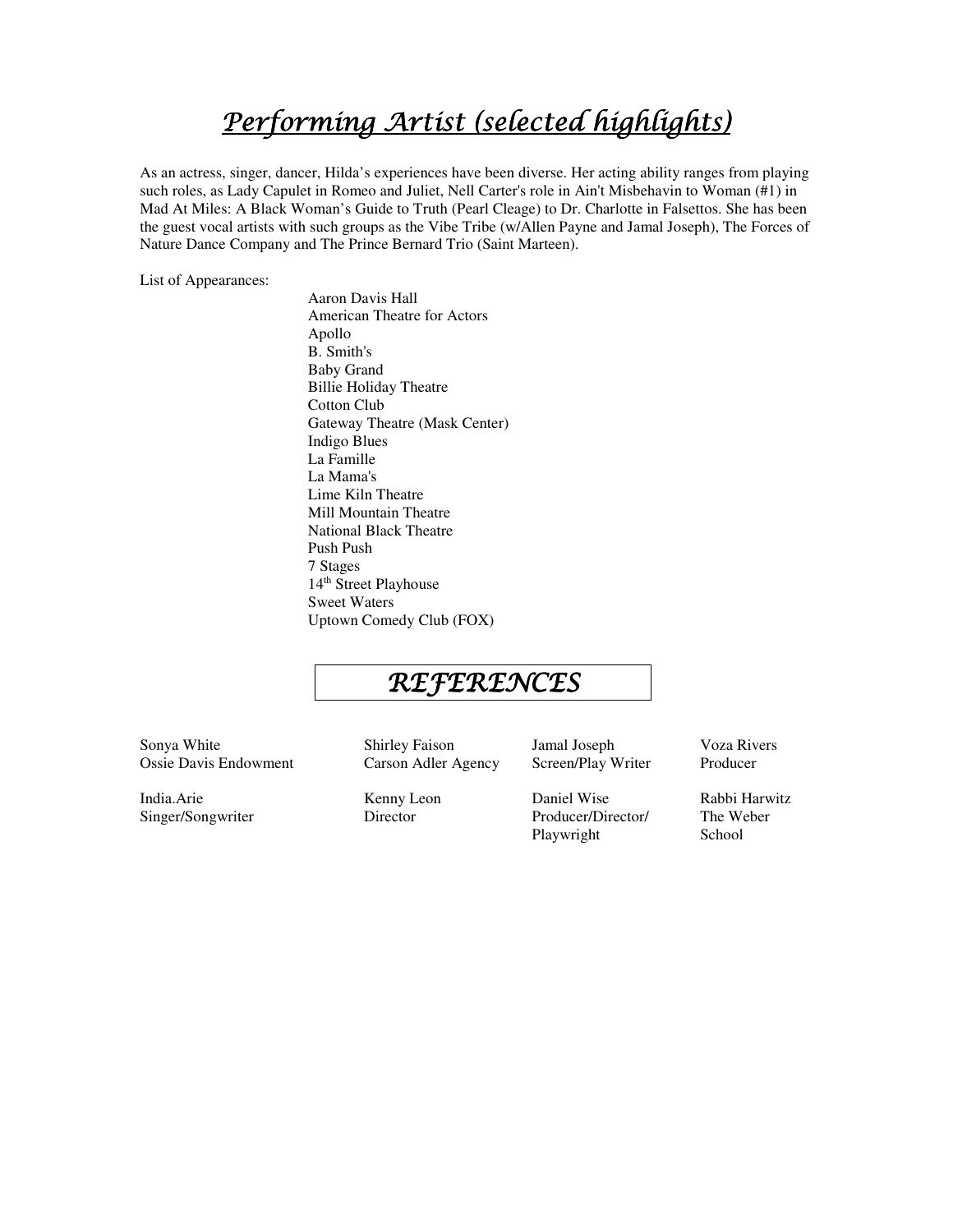# *Performing Artist (selected highlights)*

As an actress, singer, dancer, Hilda's experiences have been diverse. Her acting ability ranges from playing such roles, as Lady Capulet in Romeo and Juliet, Nell Carter's role in Ain't Misbehavin to Woman (#1) in Mad At Miles: A Black Woman's Guide to Truth (Pearl Cleage) to Dr. Charlotte in Falsettos. She has been the guest vocal artists with such groups as the Vibe Tribe (w/Allen Payne and Jamal Joseph), The Forces of Nature Dance Company and The Prince Bernard Trio (Saint Marteen).

List of Appearances:

- Aaron Davis Hall
- American Theatre for Actors
- Apollo
- B. Smith's
- Baby Grand
- Billie Holiday Theatre
- Cotton Club
- Gateway Theatre (Mask Center)
- Indigo Blues
- La Famille
- La Mama's
- Lime Kiln Theatre
- Mill Mountain Theatre
- National Black Theatre
- Push Push
- 7 Stages
- 14th Street Playhouse
- Sweet Waters
- Uptown Comedy Club (FOX)

## *REFERENCES*

| | | | |
|---|---|---|---|
| Sonya White<br>Ossie Davis Endowment | Shirley Faison<br>Carson Adler Agency | Jamal Joseph<br>Screen/Play Writer | Voza Rivers<br>Producer |
| India.Arie<br>Singer/Songwriter | Kenny Leon<br>Director | Daniel Wise<br>Producer/Director/<br>Playwright | Rabbi Harwitz<br>The Weber<br>School |